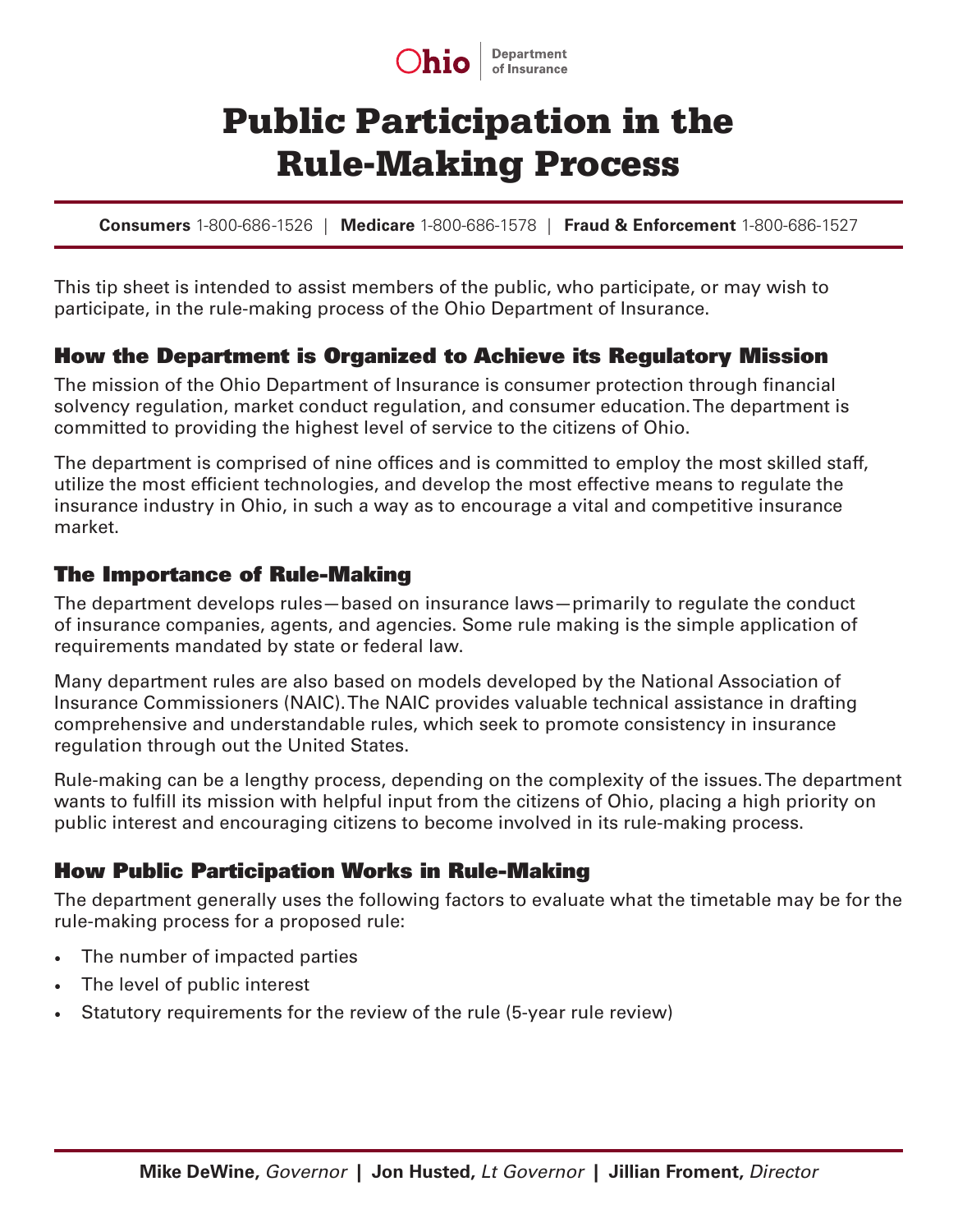Ohio Department of Insurance

# Public Participation in the Rule-Making Process

**Consumers** 1-800-686-1526 | **Medicare** 1-800-686-1578 | **Fraud & Enforcement** 1-800-686-1527

This tip sheet is intended to assist members of the public, who participate, or may wish to participate, in the rule-making process of the Ohio Department of Insurance.

## How the Department is Organized to Achieve its Regulatory Mission

The mission of the Ohio Department of Insurance is consumer protection through financial solvency regulation, market conduct regulation, and consumer education. The department is committed to providing the highest level of service to the citizens of Ohio.

The department is comprised of nine offices and is committed to employ the most skilled staff, utilize the most efficient technologies, and develop the most effective means to regulate the insurance industry in Ohio, in such a way as to encourage a vital and competitive insurance market.

## The Importance of Rule-Making

The department develops rules—based on insurance laws—primarily to regulate the conduct of insurance companies, agents, and agencies. Some rule making is the simple application of requirements mandated by state or federal law.

Many department rules are also based on models developed by the National Association of Insurance Commissioners (NAIC). The NAIC provides valuable technical assistance in drafting comprehensive and understandable rules, which seek to promote consistency in insurance regulation through out the United States.

Rule-making can be a lengthy process, depending on the complexity of the issues. The department wants to fulfill its mission with helpful input from the citizens of Ohio, placing a high priority on public interest and encouraging citizens to become involved in its rule-making process.

## How Public Participation Works in Rule-Making

The department generally uses the following factors to evaluate what the timetable may be for the rule-making process for a proposed rule:

- The number of impacted parties
- The level of public interest
- Statutory requirements for the review of the rule (5-year rule review)

**Mike DeWine,** *Governor* | **Jon Husted,** *Lt Governor* | **Jillian Froment,** *Director*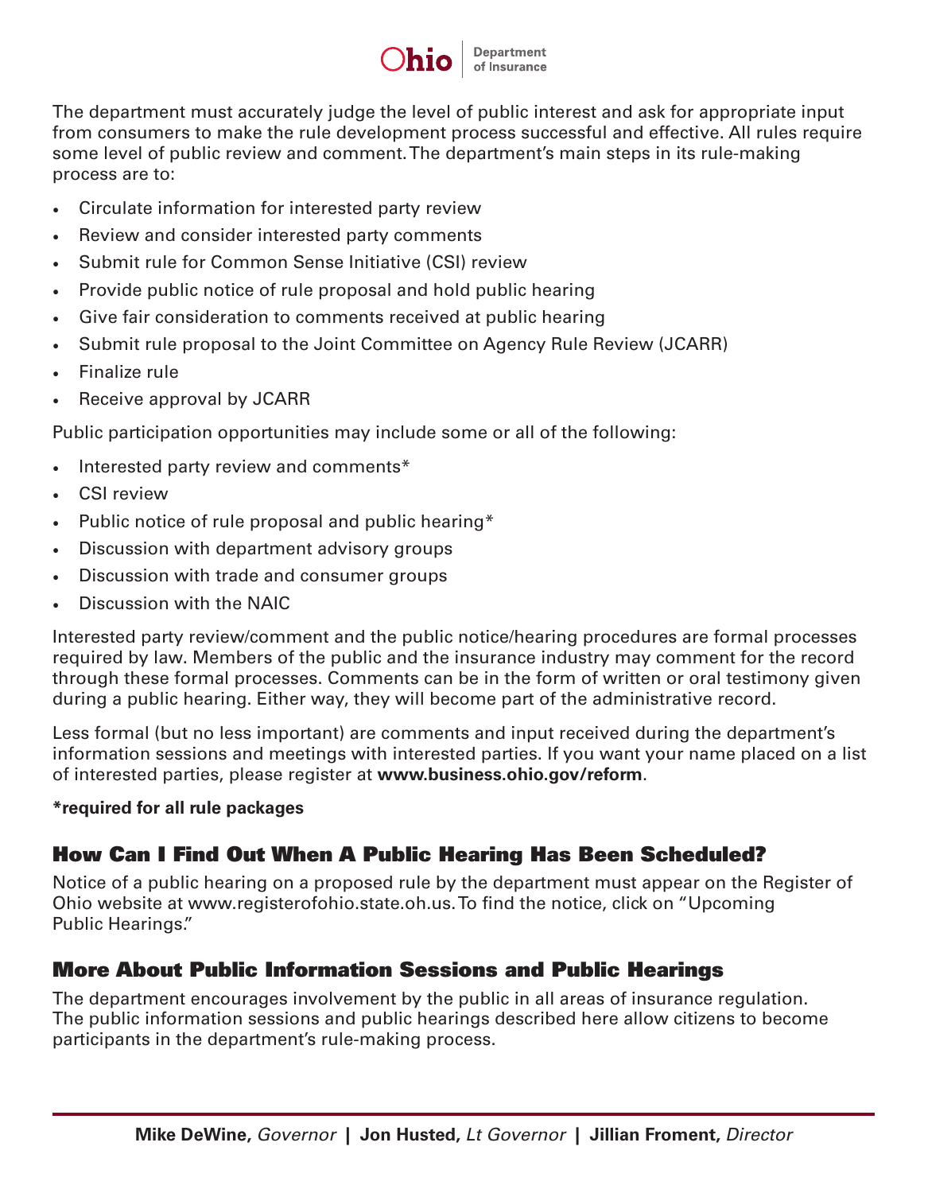The department must accurately judge the level of public interest and ask for appropriate input from consumers to make the rule development process successful and effective. All rules require some level of public review and comment. The department's main steps in its rule-making process are to:

- Circulate information for interested party review
- Review and consider interested party comments
- Submit rule for Common Sense Initiative (CSI) review
- Provide public notice of rule proposal and hold public hearing
- Give fair consideration to comments received at public hearing
- Submit rule proposal to the Joint Committee on Agency Rule Review (JCARR)
- Finalize rule
- Receive approval by JCARR

Public participation opportunities may include some or all of the following:

- Interested party review and comments*
- CSI review
- Public notice of rule proposal and public hearing*
- Discussion with department advisory groups
- Discussion with trade and consumer groups
- Discussion with the NAIC

Interested party review/comment and the public notice/hearing procedures are formal processes required by law. Members of the public and the insurance industry may comment for the record through these formal processes. Comments can be in the form of written or oral testimony given during a public hearing. Either way, they will become part of the administrative record.

Less formal (but no less important) are comments and input received during the department's information sessions and meetings with interested parties. If you want your name placed on a list of interested parties, please register at **www.business.ohio.gov/reform**.

**\*required for all rule packages**

## How Can I Find Out When A Public Hearing Has Been Scheduled?

Notice of a public hearing on a proposed rule by the department must appear on the Register of Ohio website at www.registerofohio.state.oh.us. To find the notice, click on "Upcoming Public Hearings."

## More About Public Information Sessions and Public Hearings

The department encourages involvement by the public in all areas of insurance regulation. The public information sessions and public hearings described here allow citizens to become participants in the department's rule-making process.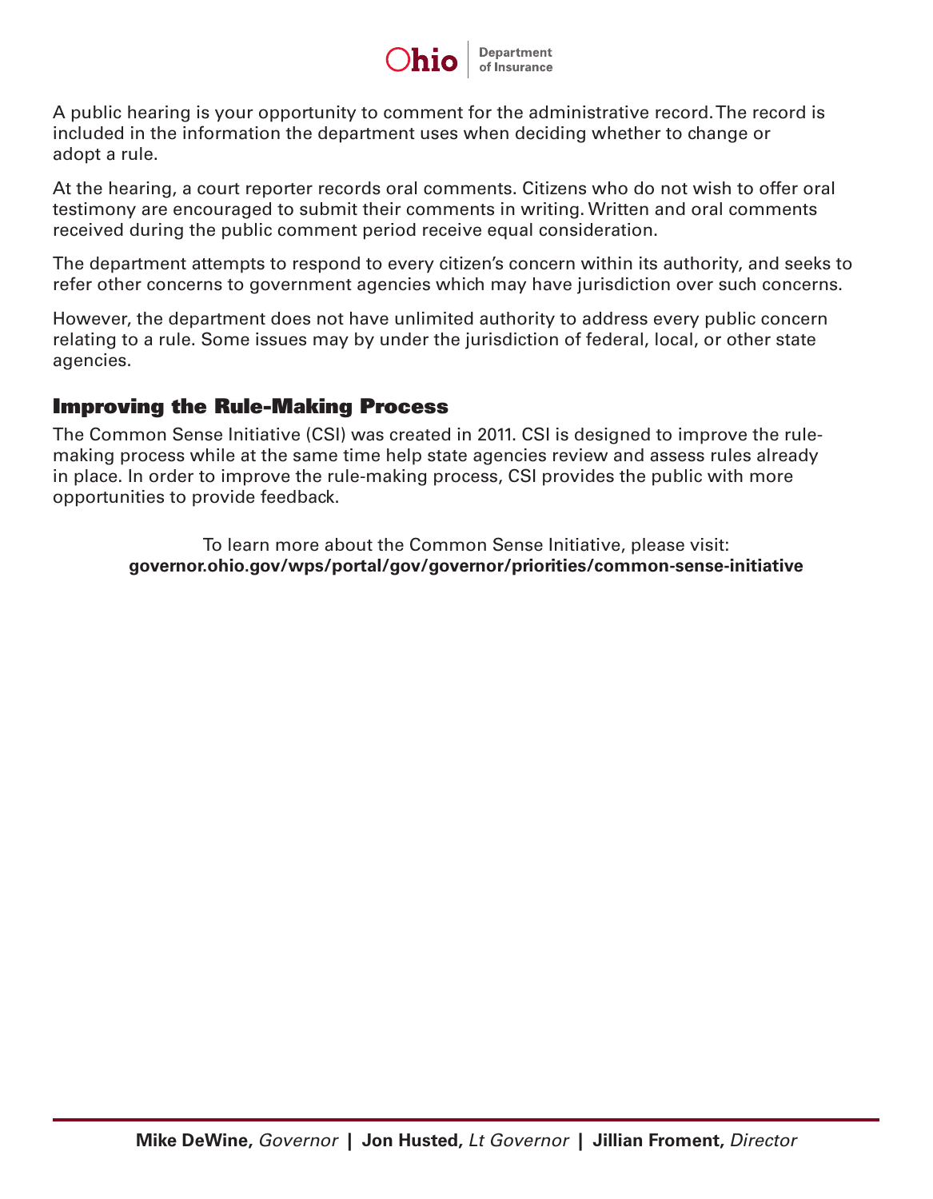A public hearing is your opportunity to comment for the administrative record. The record is included in the information the department uses when deciding whether to change or adopt a rule.

At the hearing, a court reporter records oral comments. Citizens who do not wish to offer oral testimony are encouraged to submit their comments in writing. Written and oral comments received during the public comment period receive equal consideration.

The department attempts to respond to every citizen's concern within its authority, and seeks to refer other concerns to government agencies which may have jurisdiction over such concerns.

However, the department does not have unlimited authority to address every public concern relating to a rule. Some issues may by under the jurisdiction of federal, local, or other state agencies.

## Improving the Rule-Making Process

The Common Sense Initiative (CSI) was created in 2011. CSI is designed to improve the rule-making process while at the same time help state agencies review and assess rules already in place. In order to improve the rule-making process, CSI provides the public with more opportunities to provide feedback.

To learn more about the Common Sense Initiative, please visit:
**governor.ohio.gov/wps/portal/gov/governor/priorities/common-sense-initiative**

**Mike DeWine,** *Governor* | **Jon Husted,** *Lt Governor* | **Jillian Froment,** *Director*